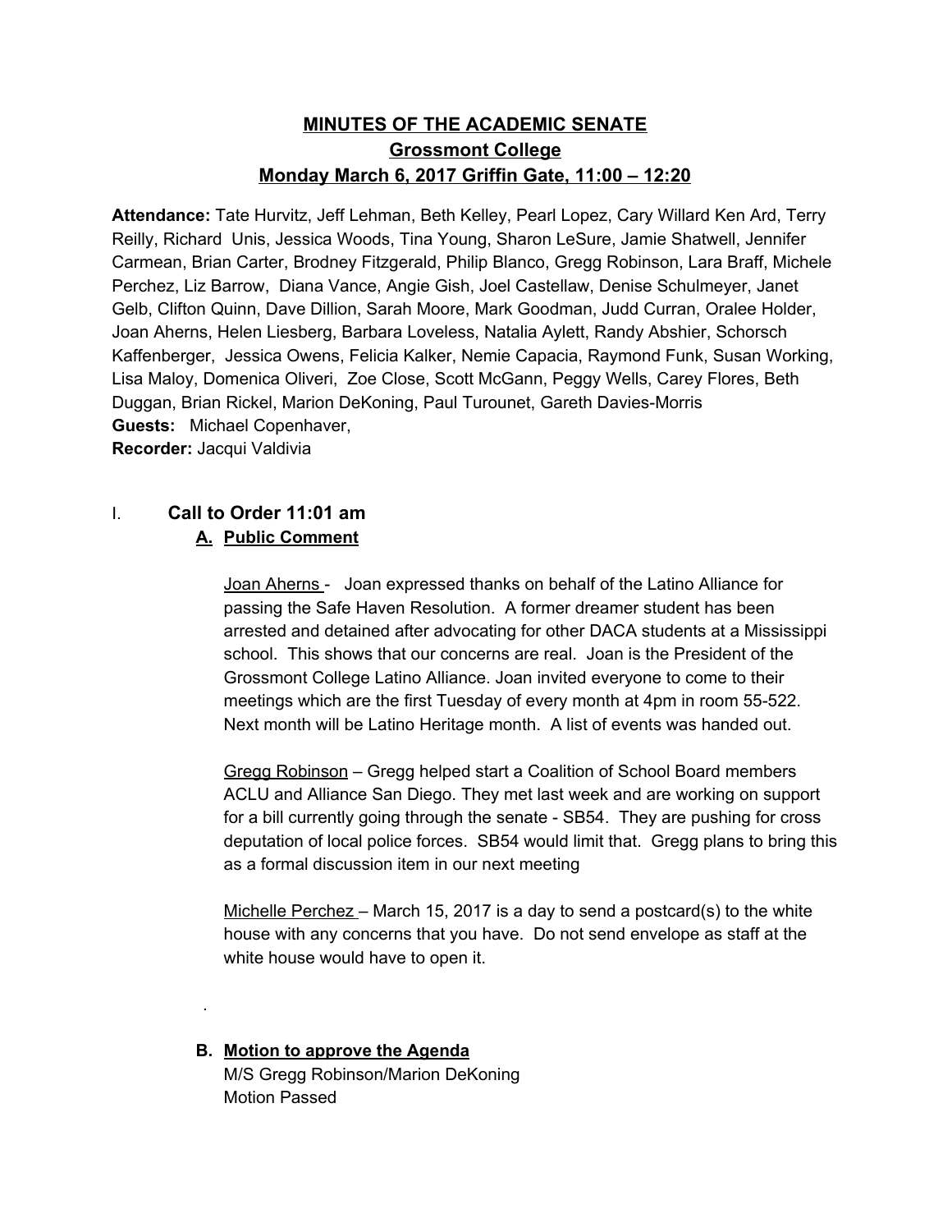# MINUTES OF THE ACADEMIC SENATE
## Grossmont College
## Monday March 6, 2017 Griffin Gate, 11:00 – 12:20

**Attendance:** Tate Hurvitz, Jeff Lehman, Beth Kelley, Pearl Lopez, Cary Willard Ken Ard, Terry Reilly, Richard Unis, Jessica Woods, Tina Young, Sharon LeSure, Jamie Shatwell, Jennifer Carmean, Brian Carter, Brodney Fitzgerald, Philip Blanco, Gregg Robinson, Lara Braff, Michele Perchez, Liz Barrow, Diana Vance, Angie Gish, Joel Castellaw, Denise Schulmeyer, Janet Gelb, Clifton Quinn, Dave Dillion, Sarah Moore, Mark Goodman, Judd Curran, Oralee Holder, Joan Aherns, Helen Liesberg, Barbara Loveless, Natalia Aylett, Randy Abshier, Schorsch Kaffenberger, Jessica Owens, Felicia Kalker, Nemie Capacia, Raymond Funk, Susan Working, Lisa Maloy, Domenica Oliveri, Zoe Close, Scott McGann, Peggy Wells, Carey Flores, Beth Duggan, Brian Rickel, Marion DeKoning, Paul Turounet, Gareth Davies-Morris
**Guests:** Michael Copenhaver,
**Recorder:** Jacqui Valdivia

## I. Call to Order 11:01 am

### A. Public Comment

Joan Aherns - Joan expressed thanks on behalf of the Latino Alliance for passing the Safe Haven Resolution. A former dreamer student has been arrested and detained after advocating for other DACA students at a Mississippi school. This shows that our concerns are real. Joan is the President of the Grossmont College Latino Alliance. Joan invited everyone to come to their meetings which are the first Tuesday of every month at 4pm in room 55-522. Next month will be Latino Heritage month. A list of events was handed out.

Gregg Robinson – Gregg helped start a Coalition of School Board members ACLU and Alliance San Diego. They met last week and are working on support for a bill currently going through the senate - SB54. They are pushing for cross deputation of local police forces. SB54 would limit that. Gregg plans to bring this as a formal discussion item in our next meeting

Michelle Perchez – March 15, 2017 is a day to send a postcard(s) to the white house with any concerns that you have. Do not send envelope as staff at the white house would have to open it.

.

### B. Motion to approve the Agenda

M/S Gregg Robinson/Marion DeKoning
Motion Passed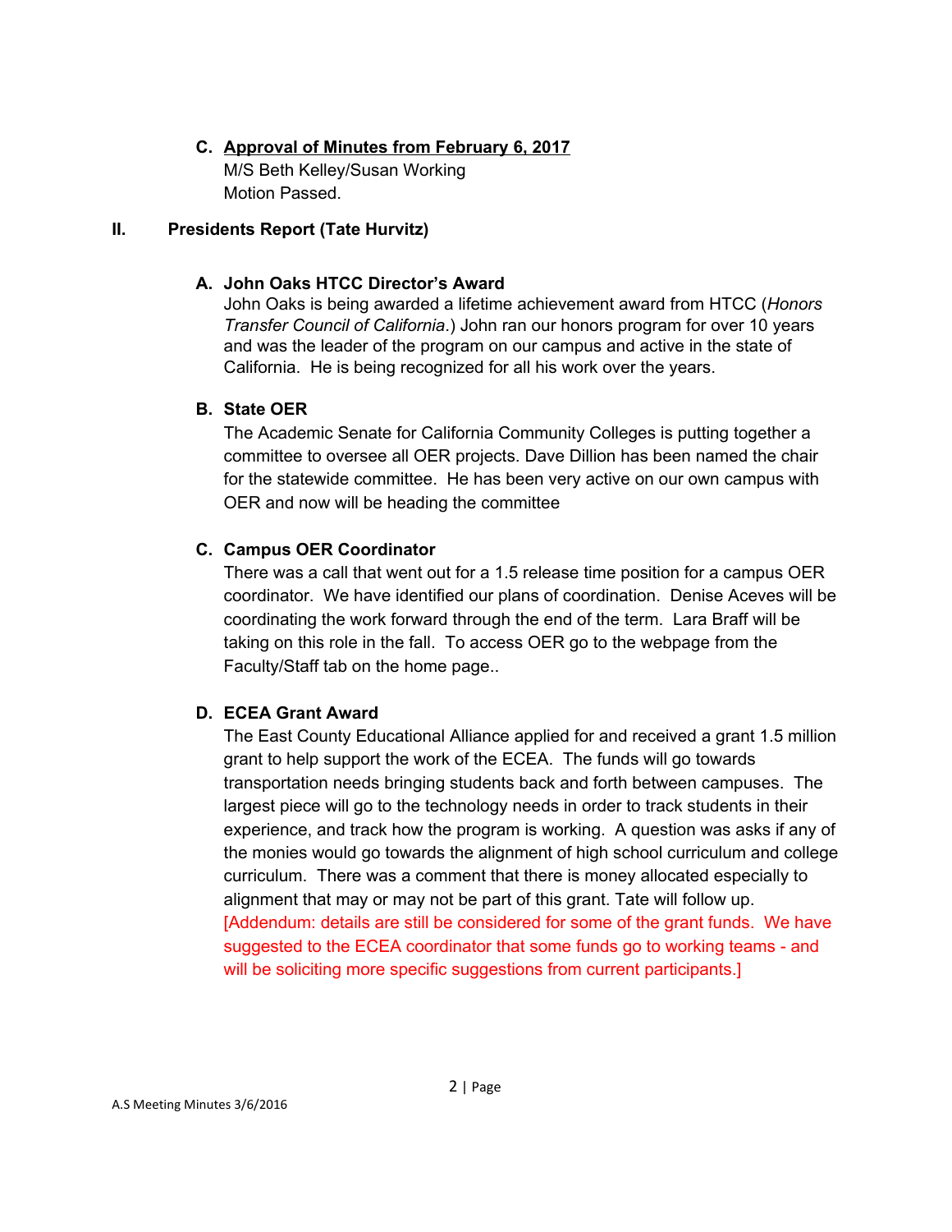**C. Approval of Minutes from February 6, 2017**

M/S Beth Kelley/Susan Working

Motion Passed.

## II. Presidents Report (Tate Hurvitz)

**A. John Oaks HTCC Director's Award**

John Oaks is being awarded a lifetime achievement award from HTCC (*Honors Transfer Council of California*.) John ran our honors program for over 10 years and was the leader of the program on our campus and active in the state of California. He is being recognized for all his work over the years.

**B. State OER**

The Academic Senate for California Community Colleges is putting together a committee to oversee all OER projects. Dave Dillion has been named the chair for the statewide committee. He has been very active on our own campus with OER and now will be heading the committee

**C. Campus OER Coordinator**

There was a call that went out for a 1.5 release time position for a campus OER coordinator. We have identified our plans of coordination. Denise Aceves will be coordinating the work forward through the end of the term. Lara Braff will be taking on this role in the fall. To access OER go to the webpage from the Faculty/Staff tab on the home page..

**D. ECEA Grant Award**

The East County Educational Alliance applied for and received a grant 1.5 million grant to help support the work of the ECEA. The funds will go towards transportation needs bringing students back and forth between campuses. The largest piece will go to the technology needs in order to track students in their experience, and track how the program is working. A question was asks if any of the monies would go towards the alignment of high school curriculum and college curriculum. There was a comment that there is money allocated especially to alignment that may or may not be part of this grant. Tate will follow up. [Addendum: details are still be considered for some of the grant funds. We have suggested to the ECEA coordinator that some funds go to working teams - and will be soliciting more specific suggestions from current participants.]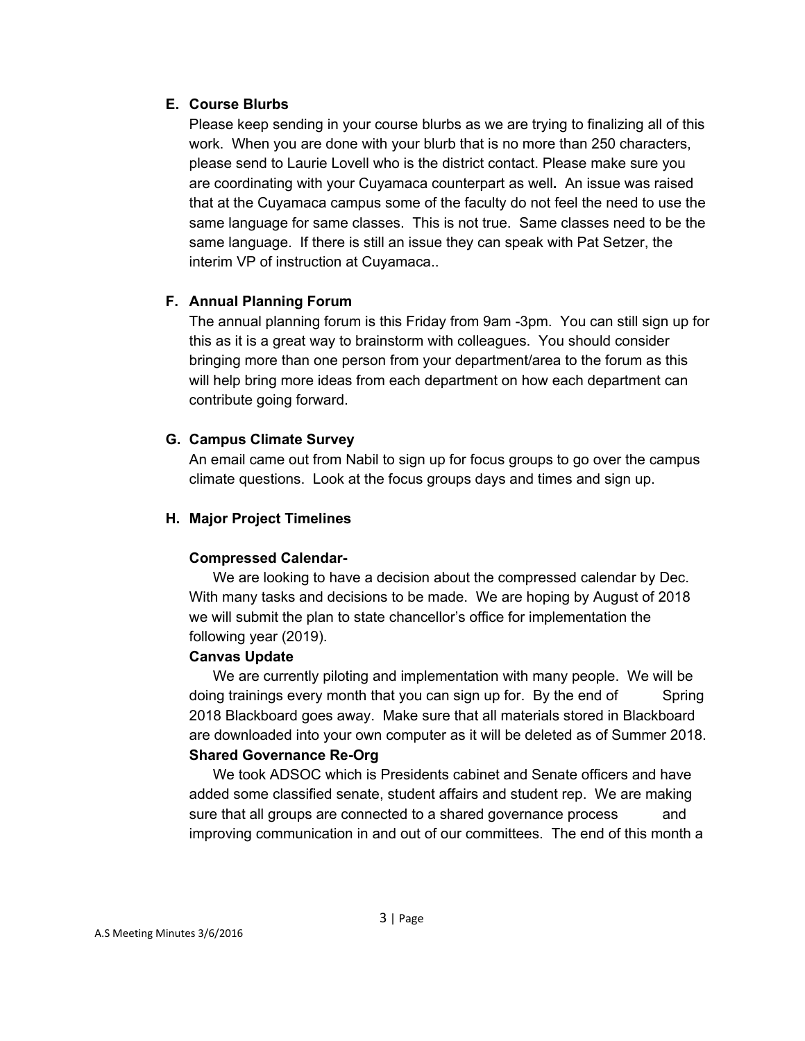**E. Course Blurbs**

Please keep sending in your course blurbs as we are trying to finalizing all of this work. When you are done with your blurb that is no more than 250 characters, please send to Laurie Lovell who is the district contact. Please make sure you are coordinating with your Cuyamaca counterpart as well**.** An issue was raised that at the Cuyamaca campus some of the faculty do not feel the need to use the same language for same classes. This is not true. Same classes need to be the same language. If there is still an issue they can speak with Pat Setzer, the interim VP of instruction at Cuyamaca..

**F. Annual Planning Forum**

The annual planning forum is this Friday from 9am -3pm. You can still sign up for this as it is a great way to brainstorm with colleagues. You should consider bringing more than one person from your department/area to the forum as this will help bring more ideas from each department on how each department can contribute going forward.

**G. Campus Climate Survey**

An email came out from Nabil to sign up for focus groups to go over the campus climate questions. Look at the focus groups days and times and sign up.

**H. Major Project Timelines**

**Compressed Calendar-**

We are looking to have a decision about the compressed calendar by Dec. With many tasks and decisions to be made. We are hoping by August of 2018 we will submit the plan to state chancellor's office for implementation the following year (2019).

**Canvas Update**

We are currently piloting and implementation with many people. We will be doing trainings every month that you can sign up for. By the end of Spring 2018 Blackboard goes away. Make sure that all materials stored in Blackboard are downloaded into your own computer as it will be deleted as of Summer 2018.

**Shared Governance Re-Org**

We took ADSOC which is Presidents cabinet and Senate officers and have added some classified senate, student affairs and student rep. We are making sure that all groups are connected to a shared governance process and improving communication in and out of our committees. The end of this month a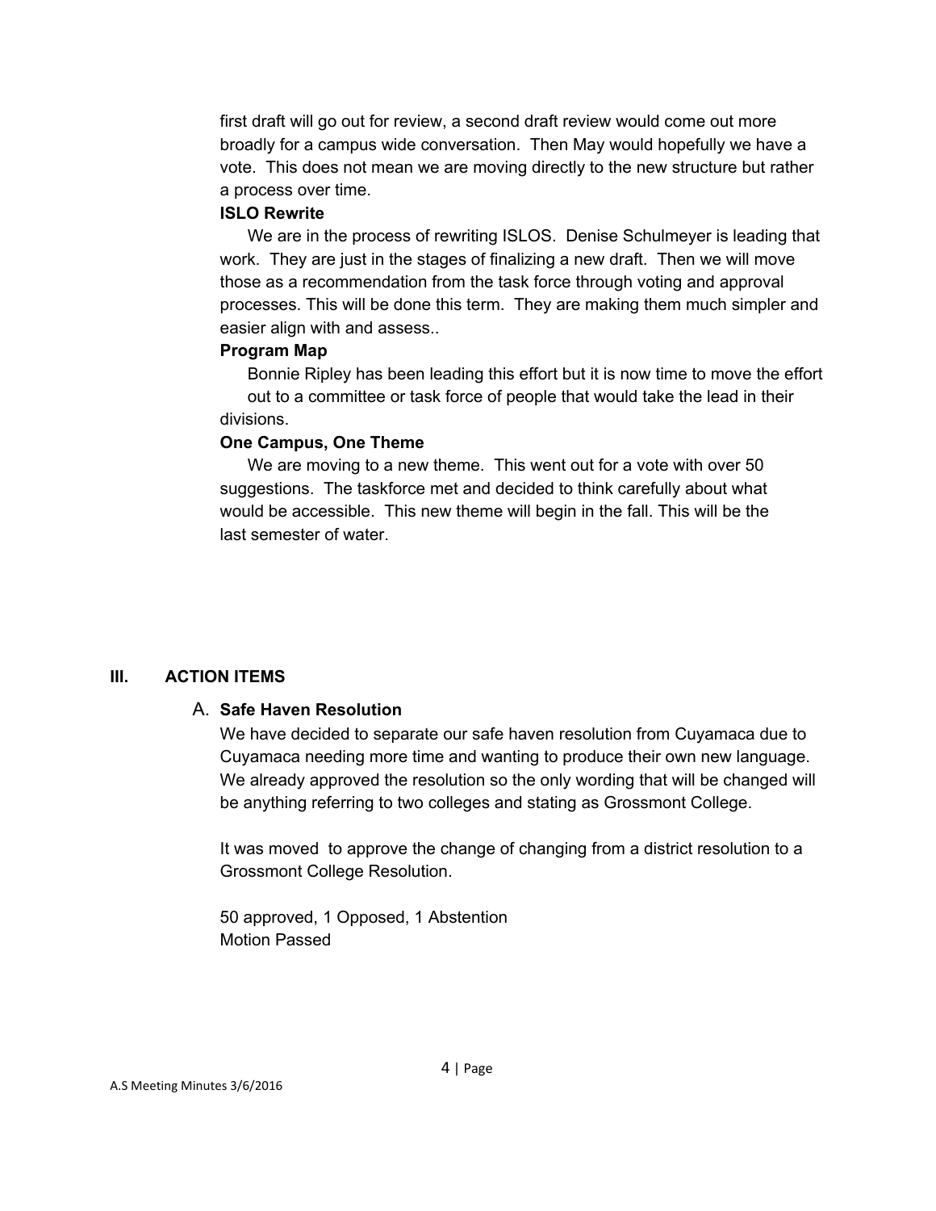first draft will go out for review, a second draft review would come out more broadly for a campus wide conversation. Then May would hopefully we have a vote. This does not mean we are moving directly to the new structure but rather a process over time.

**ISLO Rewrite**

We are in the process of rewriting ISLOS. Denise Schulmeyer is leading that work. They are just in the stages of finalizing a new draft. Then we will move those as a recommendation from the task force through voting and approval processes. This will be done this term. They are making them much simpler and easier align with and assess..

**Program Map**

Bonnie Ripley has been leading this effort but it is now time to move the effort out to a committee or task force of people that would take the lead in their divisions.

**One Campus, One Theme**

We are moving to a new theme. This went out for a vote with over 50 suggestions. The taskforce met and decided to think carefully about what would be accessible. This new theme will begin in the fall. This will be the last semester of water.

## III. ACTION ITEMS

### A. Safe Haven Resolution

We have decided to separate our safe haven resolution from Cuyamaca due to Cuyamaca needing more time and wanting to produce their own new language. We already approved the resolution so the only wording that will be changed will be anything referring to two colleges and stating as Grossmont College.

It was moved to approve the change of changing from a district resolution to a Grossmont College Resolution.

50 approved, 1 Opposed, 1 Abstention
Motion Passed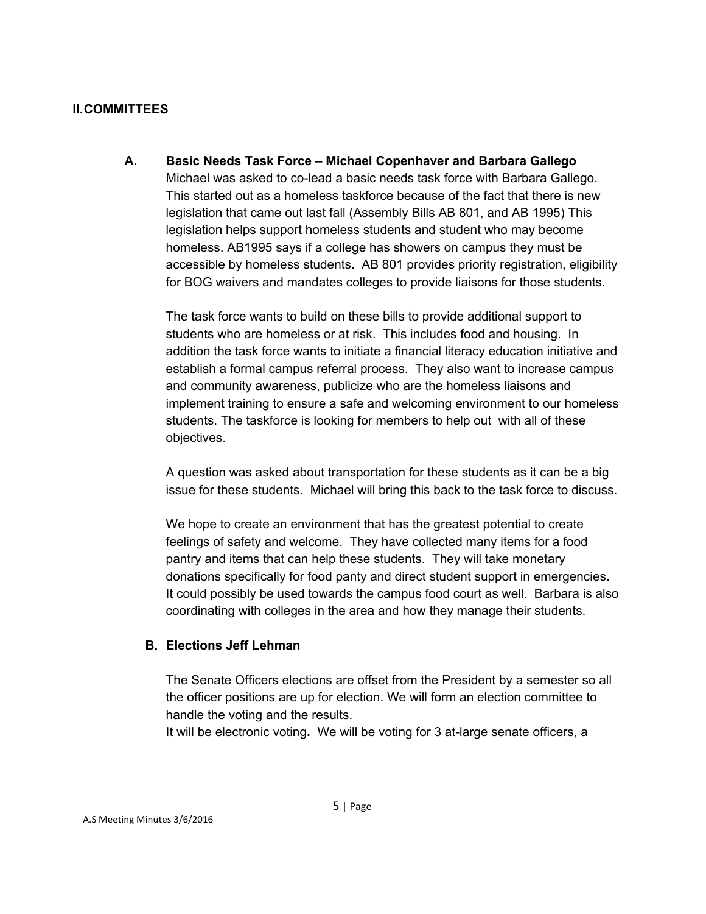## II. COMMITTEES

### A. Basic Needs Task Force – Michael Copenhaver and Barbara Gallego

Michael was asked to co-lead a basic needs task force with Barbara Gallego. This started out as a homeless taskforce because of the fact that there is new legislation that came out last fall (Assembly Bills AB 801, and AB 1995) This legislation helps support homeless students and student who may become homeless. AB1995 says if a college has showers on campus they must be accessible by homeless students. AB 801 provides priority registration, eligibility for BOG waivers and mandates colleges to provide liaisons for those students.

The task force wants to build on these bills to provide additional support to students who are homeless or at risk. This includes food and housing. In addition the task force wants to initiate a financial literacy education initiative and establish a formal campus referral process. They also want to increase campus and community awareness, publicize who are the homeless liaisons and implement training to ensure a safe and welcoming environment to our homeless students. The taskforce is looking for members to help out with all of these objectives.

A question was asked about transportation for these students as it can be a big issue for these students. Michael will bring this back to the task force to discuss.

We hope to create an environment that has the greatest potential to create feelings of safety and welcome. They have collected many items for a food pantry and items that can help these students. They will take monetary donations specifically for food panty and direct student support in emergencies. It could possibly be used towards the campus food court as well. Barbara is also coordinating with colleges in the area and how they manage their students.

### B. Elections Jeff Lehman

The Senate Officers elections are offset from the President by a semester so all the officer positions are up for election. We will form an election committee to handle the voting and the results.
It will be electronic voting**.** We will be voting for 3 at-large senate officers, a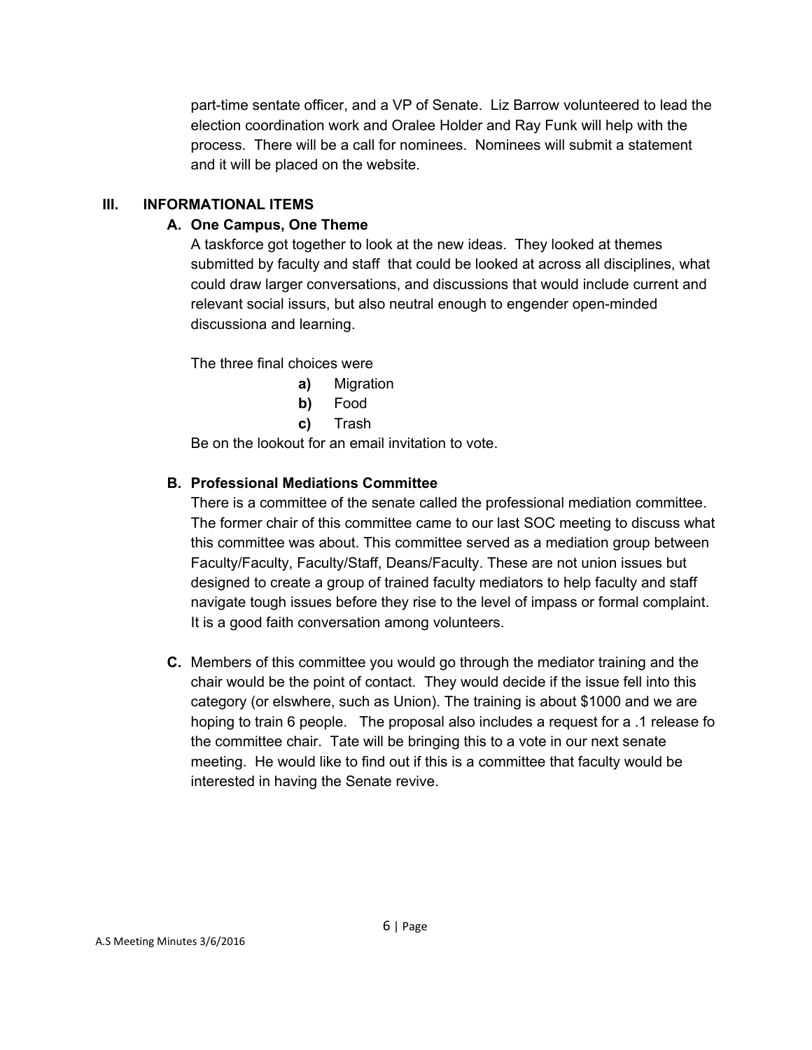part-time sentate officer, and a VP of Senate. Liz Barrow volunteered to lead the election coordination work and Oralee Holder and Ray Funk will help with the process. There will be a call for nominees. Nominees will submit a statement and it will be placed on the website.

## III. INFORMATIONAL ITEMS

### A. One Campus, One Theme

A taskforce got together to look at the new ideas. They looked at themes submitted by faculty and staff that could be looked at across all disciplines, what could draw larger conversations, and discussions that would include current and relevant social issurs, but also neutral enough to engender open-minded discussiona and learning.

The three final choices were

- **a)** Migration
- **b)** Food
- **c)** Trash

Be on the lookout for an email invitation to vote.

### B. Professional Mediations Committee

There is a committee of the senate called the professional mediation committee. The former chair of this committee came to our last SOC meeting to discuss what this committee was about. This committee served as a mediation group between Faculty/Faculty, Faculty/Staff, Deans/Faculty. These are not union issues but designed to create a group of trained faculty mediators to help faculty and staff navigate tough issues before they rise to the level of impass or formal complaint. It is a good faith conversation among volunteers.

**C.** Members of this committee you would go through the mediator training and the chair would be the point of contact. They would decide if the issue fell into this category (or elswhere, such as Union). The training is about $1000 and we are hoping to train 6 people. The proposal also includes a request for a .1 release fo the committee chair. Tate will be bringing this to a vote in our next senate meeting. He would like to find out if this is a committee that faculty would be interested in having the Senate revive.

A.S Meeting Minutes 3/6/2016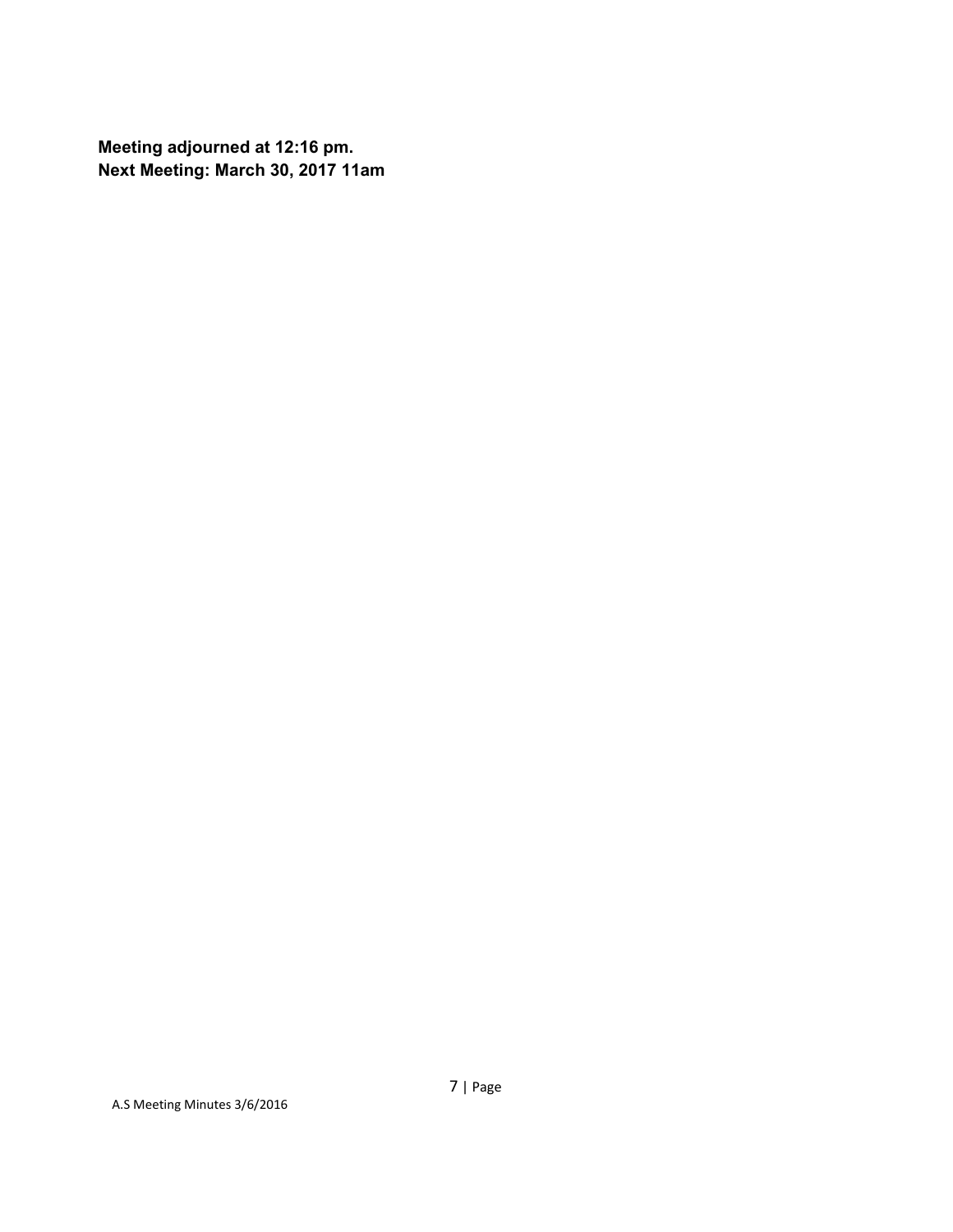**Meeting adjourned at 12:16 pm.**
**Next Meeting: March 30, 2017 11am**